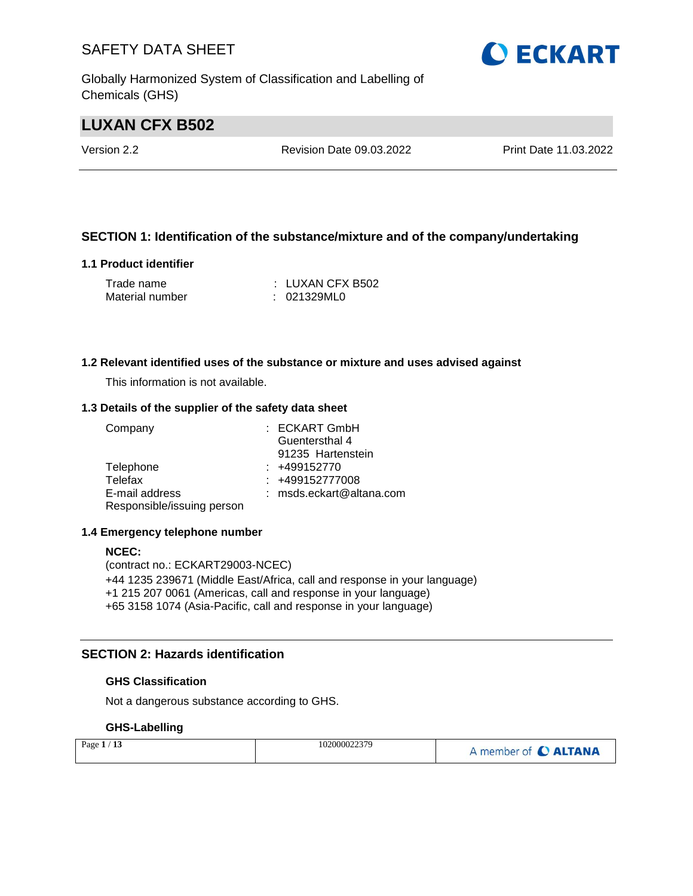# SAFETY DATA SHEET

Globally Harmonized System of Classification and Labelling of Chemicals (GHS)

## LUXAN CFX B502

Version 2.2 | Revision Date 09.03.2022 | Print Date 11.03.2022

## SECTION 1: Identification of the substance/mixture and of the company/undertaking

### 1.1 Product identifier

| | |
|---|---|
| Trade name | : LUXAN CFX B502 |
| Material number | : 021329ML0 |

### 1.2 Relevant identified uses of the substance or mixture and uses advised against

This information is not available.

### 1.3 Details of the supplier of the safety data sheet

| | |
|---|---|
| Company | : ECKART GmbH<br>Guentersthal 4<br>91235 Hartenstein |
| Telephone | : +499152770 |
| Telefax | : +499152777008 |
| E-mail address | : msds.eckart@altana.com |
| Responsible/issuing person | |

### 1.4 Emergency telephone number

**NCEC:**
(contract no.: ECKART29003-NCEC)
+44 1235 239671 (Middle East/Africa, call and response in your language)
+1 215 207 0061 (Americas, call and response in your language)
+65 3158 1074 (Asia-Pacific, call and response in your language)

## SECTION 2: Hazards identification

### GHS Classification

Not a dangerous substance according to GHS.

### GHS-Labelling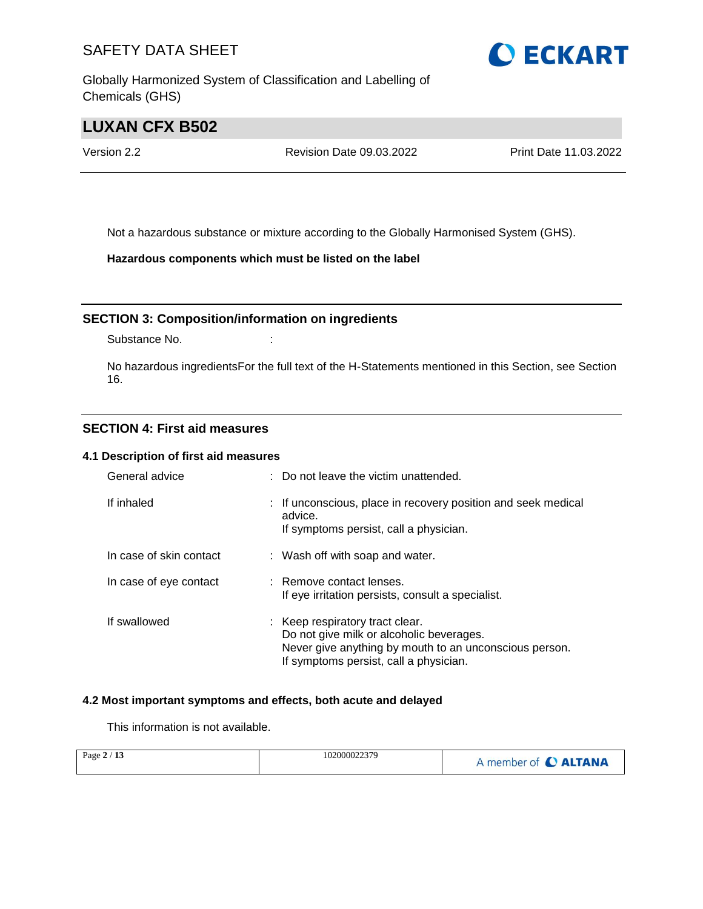Not a hazardous substance or mixture according to the Globally Harmonised System (GHS).

**Hazardous components which must be listed on the label**

## SECTION 3: Composition/information on ingredients

Substance No. :

No hazardous ingredientsFor the full text of the H-Statements mentioned in this Section, see Section 16.

## SECTION 4: First aid measures

### 4.1 Description of first aid measures

| | |
|---|---|
| General advice | : Do not leave the victim unattended. |
| If inhaled | : If unconscious, place in recovery position and seek medical advice.<br>If symptoms persist, call a physician. |
| In case of skin contact | : Wash off with soap and water. |
| In case of eye contact | : Remove contact lenses.<br>If eye irritation persists, consult a specialist. |
| If swallowed | : Keep respiratory tract clear.<br>Do not give milk or alcoholic beverages.<br>Never give anything by mouth to an unconscious person.<br>If symptoms persist, call a physician. |

### 4.2 Most important symptoms and effects, both acute and delayed

This information is not available.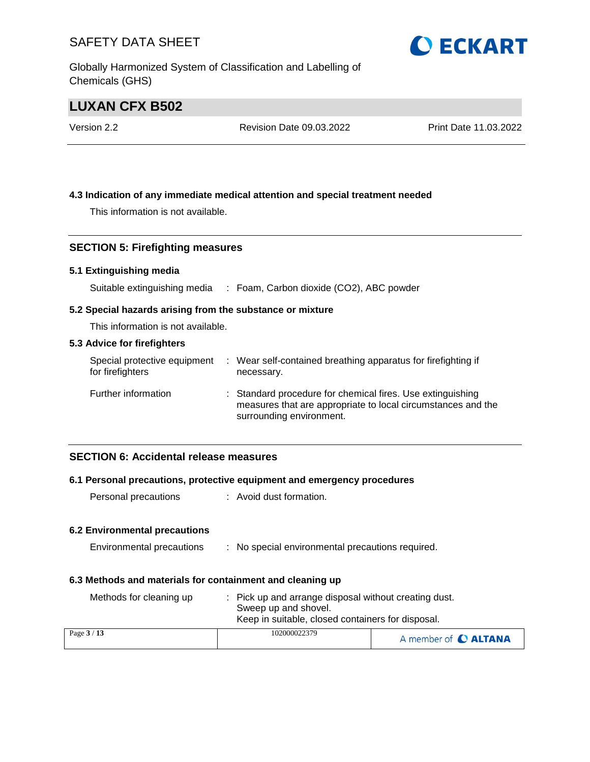### 4.3 Indication of any immediate medical attention and special treatment needed

This information is not available.

## SECTION 5: Firefighting measures

### 5.1 Extinguishing media

Suitable extinguishing media : Foam, Carbon dioxide (CO2), ABC powder

### 5.2 Special hazards arising from the substance or mixture

This information is not available.

### 5.3 Advice for firefighters

Special protective equipment for firefighters : Wear self-contained breathing apparatus for firefighting if necessary.

Further information : Standard procedure for chemical fires. Use extinguishing measures that are appropriate to local circumstances and the surrounding environment.

## SECTION 6: Accidental release measures

### 6.1 Personal precautions, protective equipment and emergency procedures

Personal precautions : Avoid dust formation.

### 6.2 Environmental precautions

Environmental precautions : No special environmental precautions required.

### 6.3 Methods and materials for containment and cleaning up

Methods for cleaning up : Pick up and arrange disposal without creating dust.
Sweep up and shovel.
Keep in suitable, closed containers for disposal.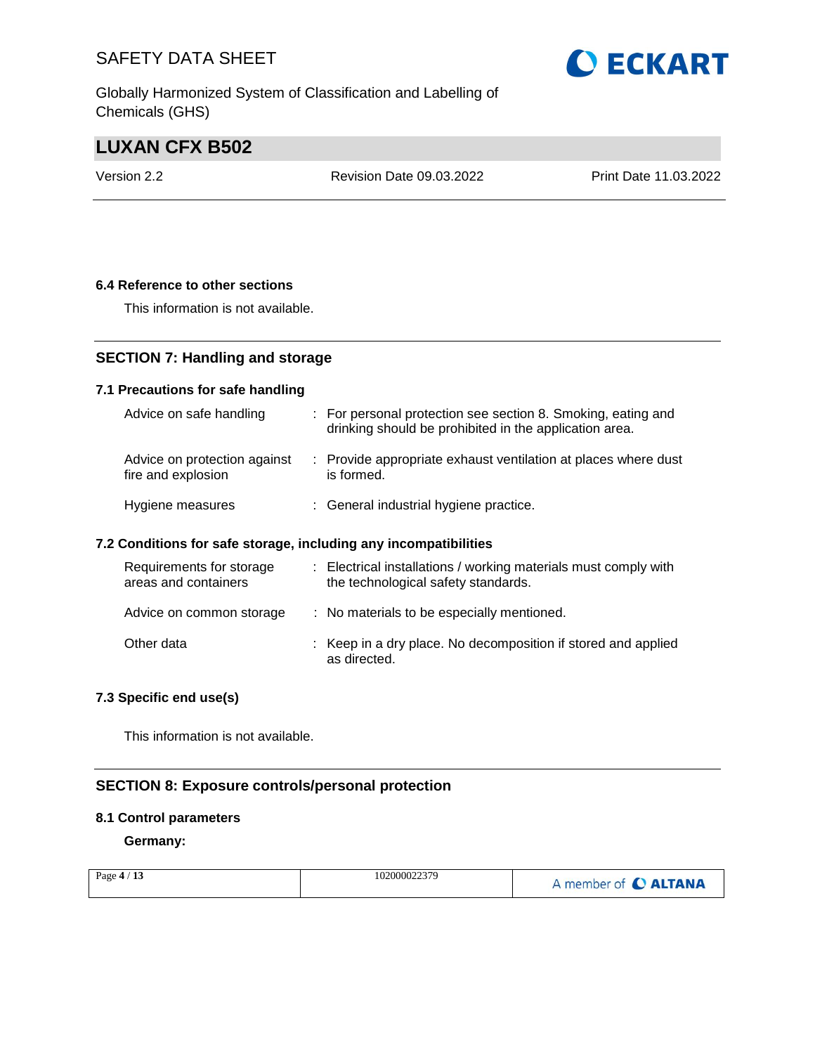### 6.4 Reference to other sections

This information is not available.

## SECTION 7: Handling and storage

### 7.1 Precautions for safe handling

| | |
|---|---|
| Advice on safe handling | : For personal protection see section 8. Smoking, eating and drinking should be prohibited in the application area. |
| Advice on protection against fire and explosion | : Provide appropriate exhaust ventilation at places where dust is formed. |
| Hygiene measures | : General industrial hygiene practice. |

### 7.2 Conditions for safe storage, including any incompatibilities

| | |
|---|---|
| Requirements for storage areas and containers | : Electrical installations / working materials must comply with the technological safety standards. |
| Advice on common storage | : No materials to be especially mentioned. |
| Other data | : Keep in a dry place. No decomposition if stored and applied as directed. |

### 7.3 Specific end use(s)

This information is not available.

## SECTION 8: Exposure controls/personal protection

### 8.1 Control parameters

**Germany:**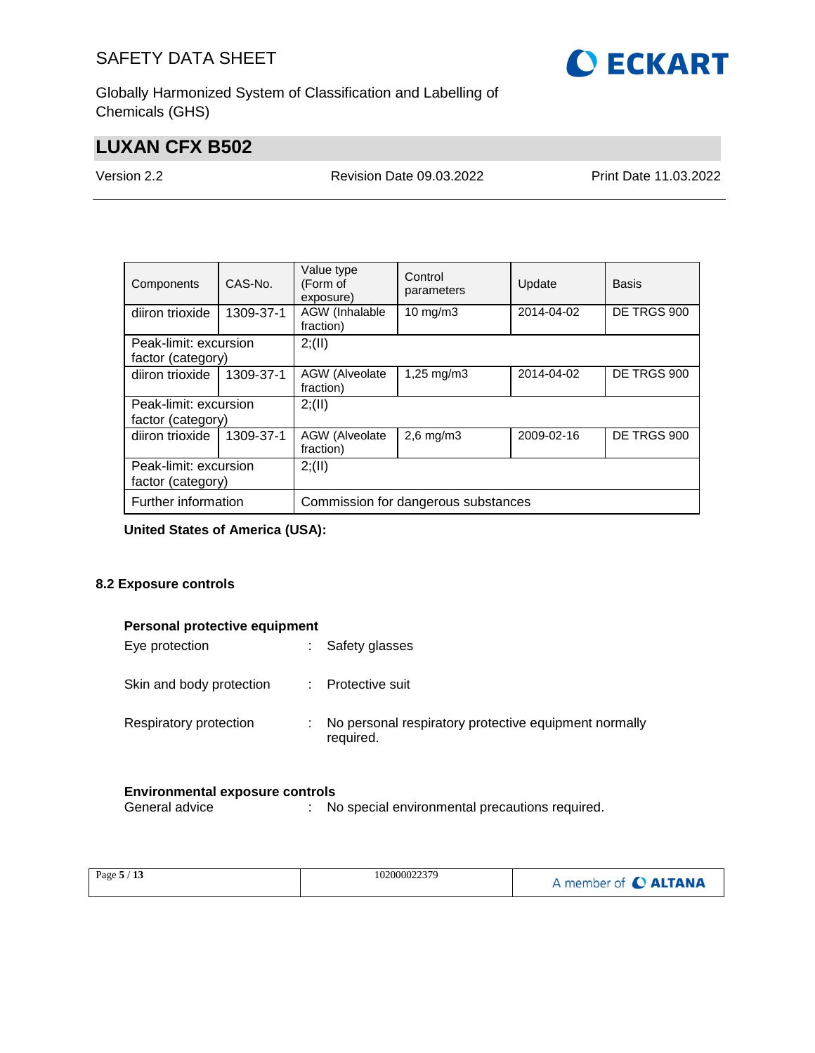| Components | CAS-No. | Value type (Form of exposure) | Control parameters | Update | Basis |
|---|---|---|---|---|---|
| diiron trioxide | 1309-37-1 | AGW (Inhalable fraction) | 10 mg/m3 | 2014-04-02 | DE TRGS 900 |
| Peak-limit: excursion factor (category) | | 2;(II) | | | |
| diiron trioxide | 1309-37-1 | AGW (Alveolate fraction) | 1,25 mg/m3 | 2014-04-02 | DE TRGS 900 |
| Peak-limit: excursion factor (category) | | 2;(II) | | | |
| diiron trioxide | 1309-37-1 | AGW (Alveolate fraction) | 2,6 mg/m3 | 2009-02-16 | DE TRGS 900 |
| Peak-limit: excursion factor (category) | | 2;(II) | | | |
| Further information | | Commission for dangerous substances | | | |

**United States of America (USA):**

## 8.2 Exposure controls

**Personal protective equipment**

Eye protection : Safety glasses

Skin and body protection : Protective suit

Respiratory protection : No personal respiratory protective equipment normally required.

**Environmental exposure controls**

General advice : No special environmental precautions required.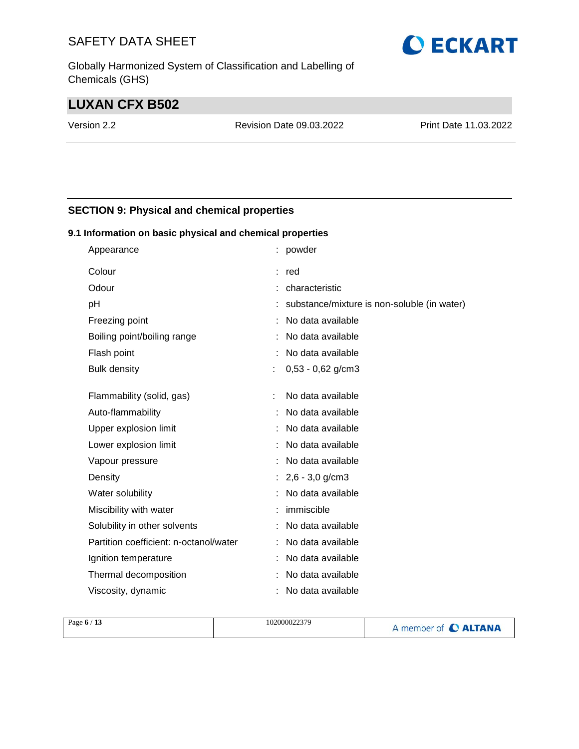## SECTION 9: Physical and chemical properties

### 9.1 Information on basic physical and chemical properties

| Property | | Value |
|---|---|---|
| Appearance | : | powder |
| Colour | : | red |
| Odour | : | characteristic |
| pH | : | substance/mixture is non-soluble (in water) |
| Freezing point | : | No data available |
| Boiling point/boiling range | : | No data available |
| Flash point | : | No data available |
| Bulk density | : | 0,53 - 0,62 g/cm3 |
| Flammability (solid, gas) | : | No data available |
| Auto-flammability | : | No data available |
| Upper explosion limit | : | No data available |
| Lower explosion limit | : | No data available |
| Vapour pressure | : | No data available |
| Density | : | 2,6 - 3,0 g/cm3 |
| Water solubility | : | No data available |
| Miscibility with water | : | immiscible |
| Solubility in other solvents | : | No data available |
| Partition coefficient: n-octanol/water | : | No data available |
| Ignition temperature | : | No data available |
| Thermal decomposition | : | No data available |
| Viscosity, dynamic | : | No data available |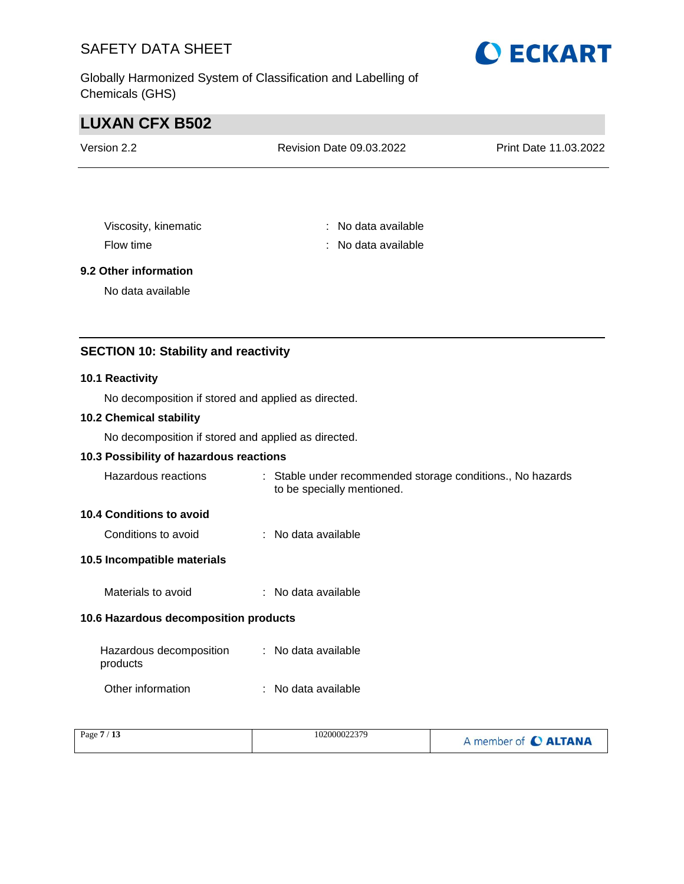Viscosity, kinematic : No data available

Flow time : No data available

### 9.2 Other information

No data available

## SECTION 10: Stability and reactivity

### 10.1 Reactivity

No decomposition if stored and applied as directed.

### 10.2 Chemical stability

No decomposition if stored and applied as directed.

### 10.3 Possibility of hazardous reactions

Hazardous reactions : Stable under recommended storage conditions., No hazards to be specially mentioned.

### 10.4 Conditions to avoid

Conditions to avoid : No data available

### 10.5 Incompatible materials

Materials to avoid : No data available

### 10.6 Hazardous decomposition products

Hazardous decomposition products : No data available

Other information : No data available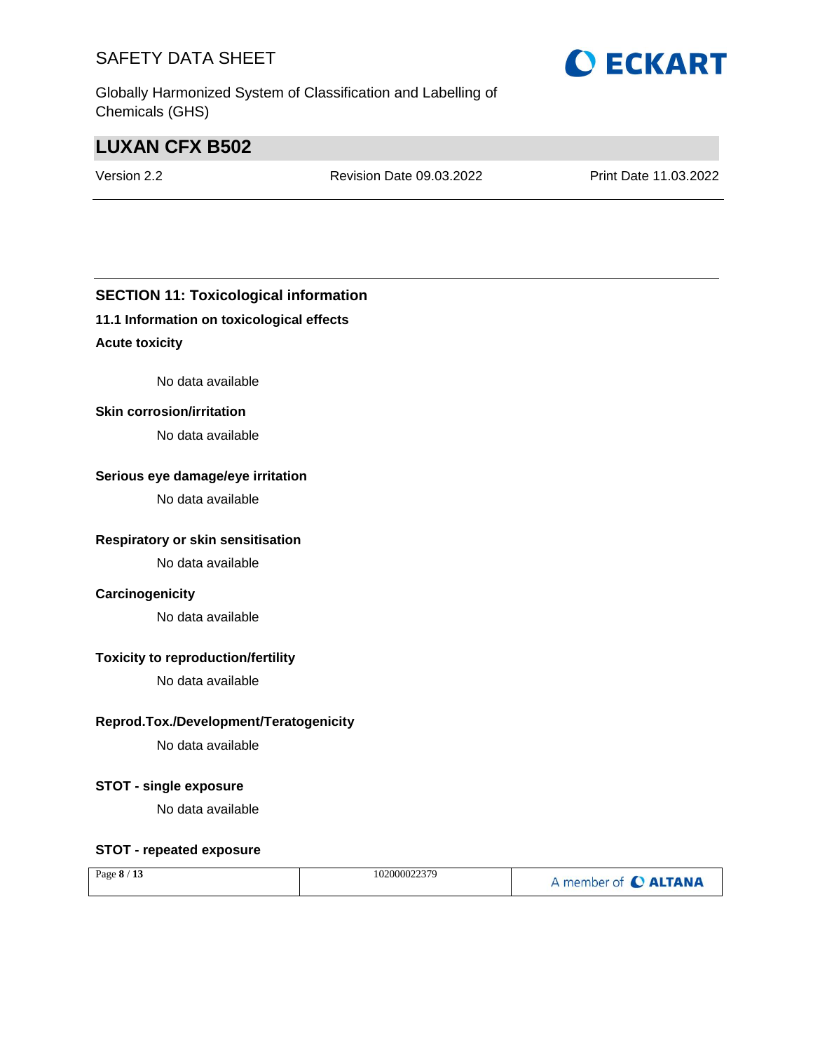## SECTION 11: Toxicological information

### 11.1 Information on toxicological effects

**Acute toxicity**

No data available

**Skin corrosion/irritation**

No data available

**Serious eye damage/eye irritation**

No data available

**Respiratory or skin sensitisation**

No data available

**Carcinogenicity**

No data available

**Toxicity to reproduction/fertility**

No data available

**Reprod.Tox./Development/Teratogenicity**

No data available

**STOT - single exposure**

No data available

**STOT - repeated exposure**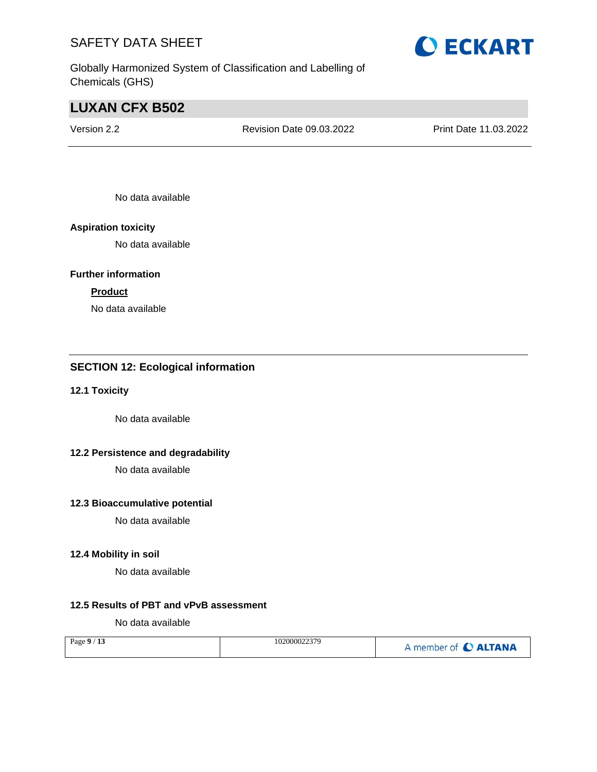No data available

**Aspiration toxicity**

No data available

**Further information**

**Product**

No data available

## SECTION 12: Ecological information

### 12.1 Toxicity

No data available

### 12.2 Persistence and degradability

No data available

### 12.3 Bioaccumulative potential

No data available

### 12.4 Mobility in soil

No data available

### 12.5 Results of PBT and vPvB assessment

No data available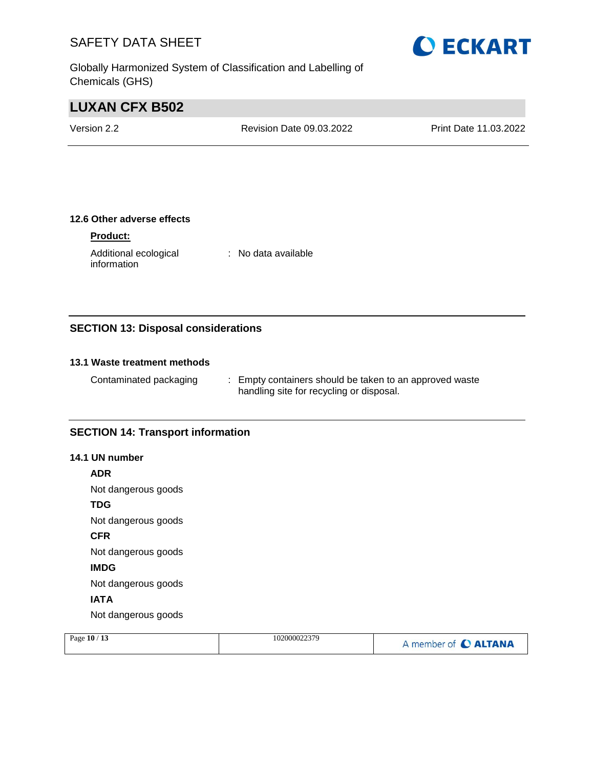### 12.6 Other adverse effects

**Product:**

Additional ecological information : No data available

## SECTION 13: Disposal considerations

### 13.1 Waste treatment methods

Contaminated packaging : Empty containers should be taken to an approved waste handling site for recycling or disposal.

## SECTION 14: Transport information

### 14.1 UN number

**ADR**

Not dangerous goods

**TDG**

Not dangerous goods

**CFR**

Not dangerous goods

**IMDG**

Not dangerous goods

**IATA**

Not dangerous goods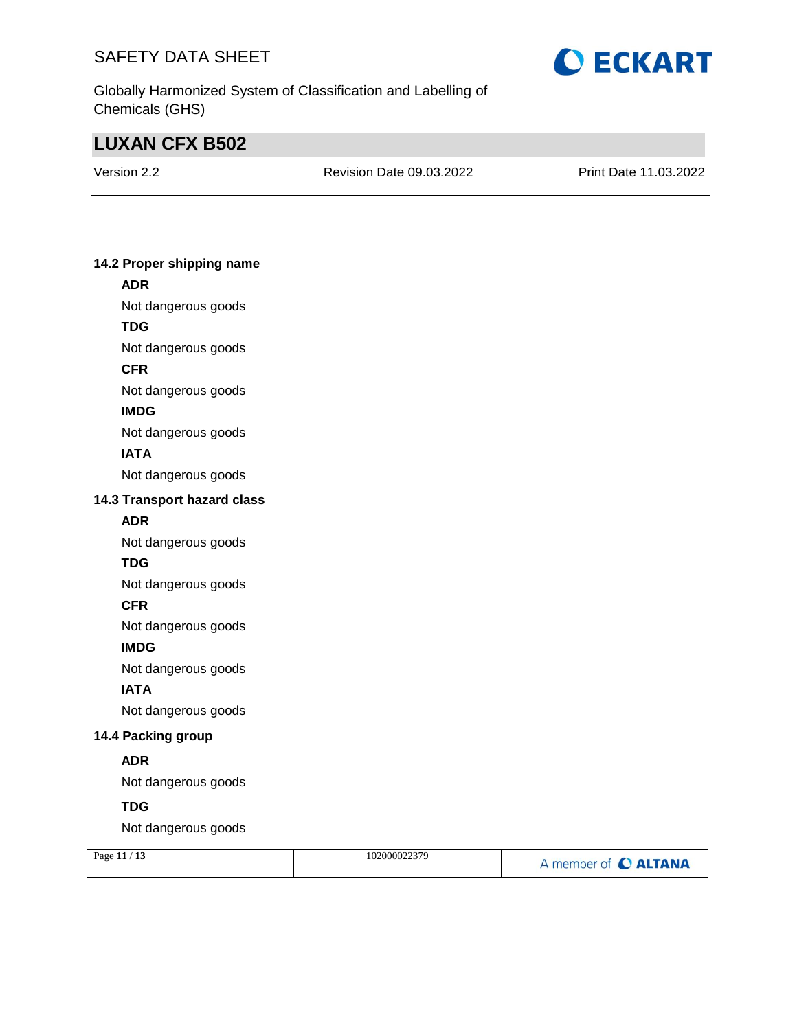### 14.2 Proper shipping name

**ADR**

Not dangerous goods

**TDG**

Not dangerous goods

**CFR**

Not dangerous goods

**IMDG**

Not dangerous goods

**IATA**

Not dangerous goods

### 14.3 Transport hazard class

**ADR**

Not dangerous goods

**TDG**

Not dangerous goods

**CFR**

Not dangerous goods

**IMDG**

Not dangerous goods

**IATA**

Not dangerous goods

### 14.4 Packing group

**ADR**

Not dangerous goods

**TDG**

Not dangerous goods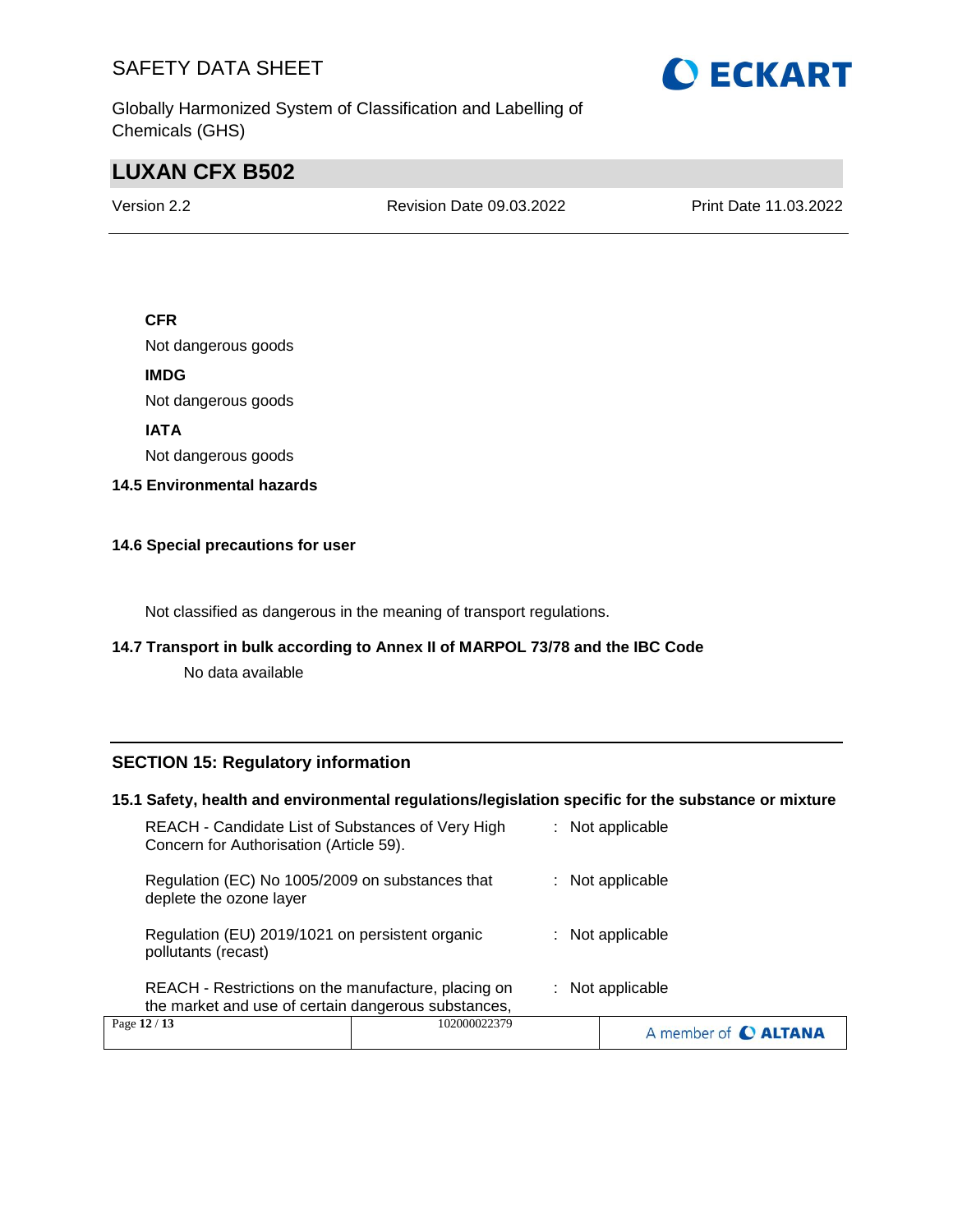**CFR**

Not dangerous goods

**IMDG**

Not dangerous goods

**IATA**

Not dangerous goods

### 14.5 Environmental hazards

### 14.6 Special precautions for user

Not classified as dangerous in the meaning of transport regulations.

### 14.7 Transport in bulk according to Annex II of MARPOL 73/78 and the IBC Code

No data available

## SECTION 15: Regulatory information

### 15.1 Safety, health and environmental regulations/legislation specific for the substance or mixture

| | | |
|---|---|---|
| REACH - Candidate List of Substances of Very High Concern for Authorisation (Article 59). | : | Not applicable |
| Regulation (EC) No 1005/2009 on substances that deplete the ozone layer | : | Not applicable |
| Regulation (EU) 2019/1021 on persistent organic pollutants (recast) | : | Not applicable |
| REACH - Restrictions on the manufacture, placing on the market and use of certain dangerous substances, | : | Not applicable |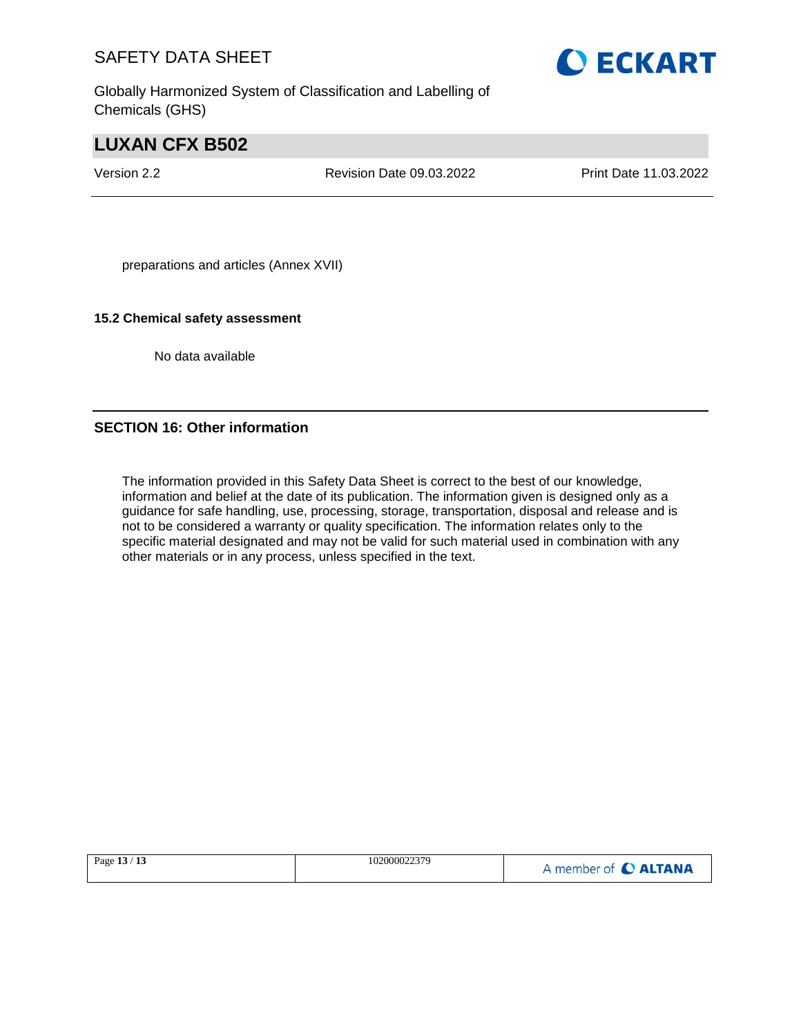preparations and articles (Annex XVII)

### 15.2 Chemical safety assessment

No data available

## SECTION 16: Other information

The information provided in this Safety Data Sheet is correct to the best of our knowledge, information and belief at the date of its publication. The information given is designed only as a guidance for safe handling, use, processing, storage, transportation, disposal and release and is not to be considered a warranty or quality specification. The information relates only to the specific material designated and may not be valid for such material used in combination with any other materials or in any process, unless specified in the text.